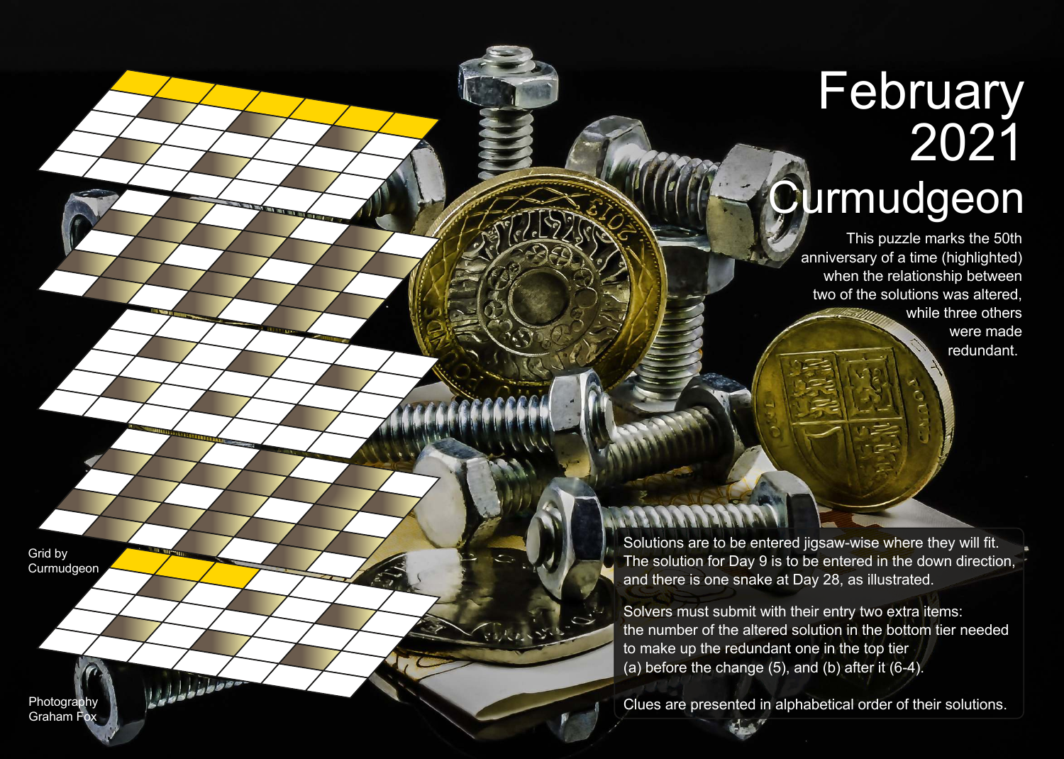# February 2021 Curmudgeon

This puzzle marks the 50th anniversary of a time (highlighted) when the relationship between two of the solutions was altered, while three others were made redundant.

Solutions are to be entered jigsaw-wise where they will fit. The solution for Day 9 is to be entered in the down direction, and there is one snake at Day 28, as illustrated.

Solvers must submit with their entry two extra items: the number of the altered solution in the bottom tier needed to make up the redundant one in the top tier (a) before the change (5), and (b) after it (6-4).

Clues are presented in alphabetical order of their solutions.

Grid by Curmudgeon

Photography Graham Fox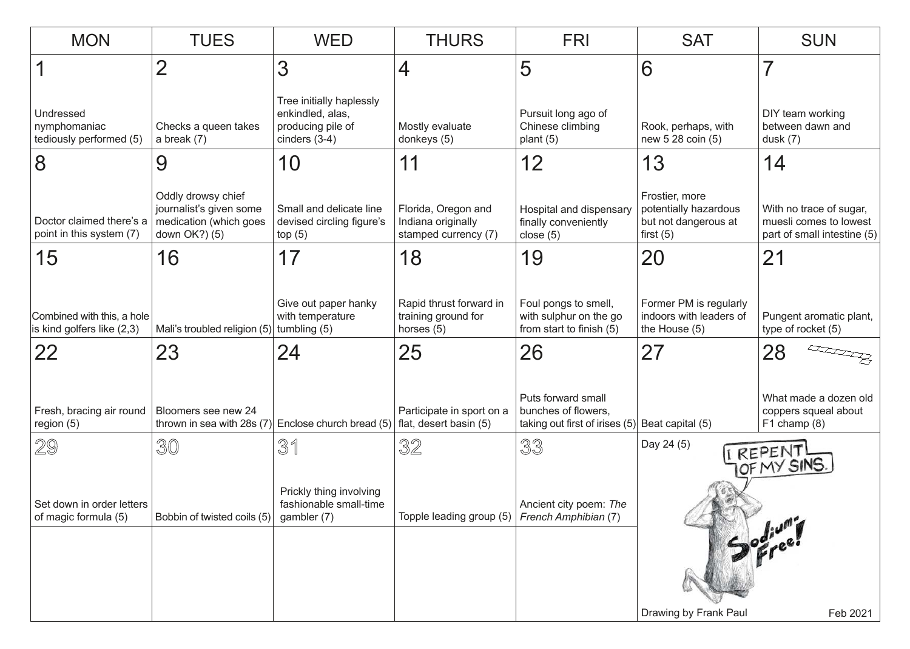| MON | TUES | WED | THURS | FRI | SAT | SUN |
|---|---|---|---|---|---|---|
| 1<br>Undressed nymphomaniac tediously performed (5) | 2<br>Checks a queen takes a break (7) | 3<br>Tree initially haplessly enkindled, alas, producing pile of cinders (3-4) | 4<br>Mostly evaluate donkeys (5) | 5<br>Pursuit long ago of Chinese climbing plant (5) | 6<br>Rook, perhaps, with new 5 28 coin (5) | 7<br>DIY team working between dawn and dusk (7) |
| 8<br>Doctor claimed there's a point in this system (7) | 9<br>Oddly drowsy chief journalist's given some medication (which goes down OK?) (5) | 10<br>Small and delicate line devised circling figure's top (5) | 11<br>Florida, Oregon and Indiana originally stamped currency (7) | 12<br>Hospital and dispensary finally conveniently close (5) | 13<br>Frostier, more potentially hazardous but not dangerous at first (5) | 14<br>With no trace of sugar, muesli comes to lowest part of small intestine (5) |
| 15<br>Combined with this, a hole is kind golfers like (2,3) | 16<br>Mali's troubled religion (5) | 17<br>Give out paper hanky with temperature tumbling (5) | 18<br>Rapid thrust forward in training ground for horses (5) | 19<br>Foul pongs to smell, with sulphur on the go from start to finish (5) | 20<br>Former PM is regularly indoors with leaders of the House (5) | 21<br>Pungent aromatic plant, type of rocket (5) |
| 22<br>Fresh, bracing air round region (5) | 23<br>Bloomers see new 24 thrown in sea with 28s (7) | 24<br>Enclose church bread (5) | 25<br>Participate in sport on a flat, desert basin (5) | 26<br>Puts forward small bunches of flowers, taking out first of irises (5) | 27<br>Beat capital (5) | 28<br>What made a dozen old coppers squeal about F1 champ (8) |
| 29<br>Set down in order letters of magic formula (5) | 30<br>Bobbin of twisted coils (5) | 31<br>Prickly thing involving fashionable small-time gambler (7) | 32<br>Topple leading group (5) | 33<br>Ancient city poem: *The French Amphibian* (7) | Day 24 (5) | |

I REPENT OF MY SINS.

Sodium-Free!

Drawing by Frank Paul

Feb 2021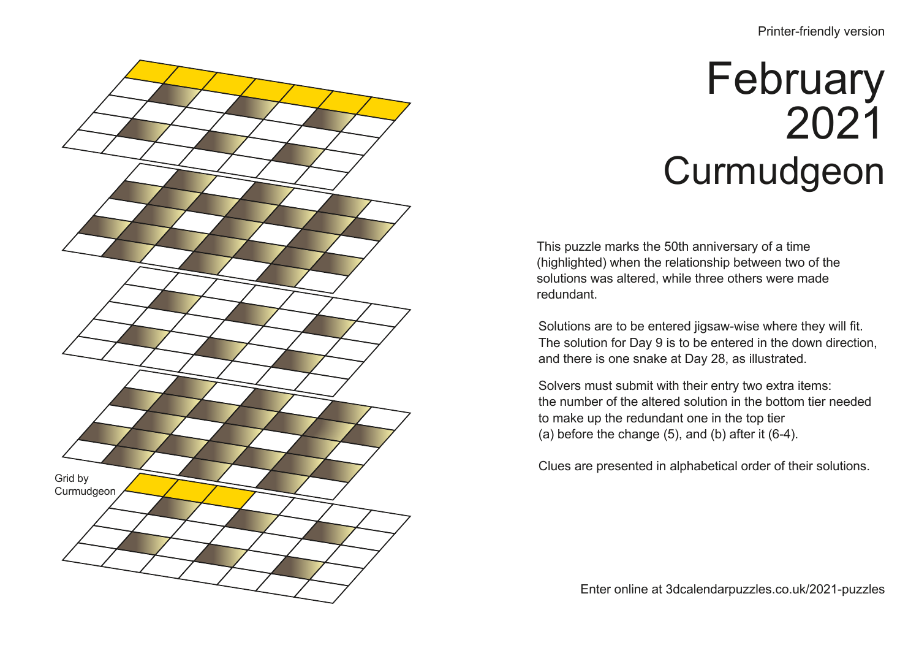Printer-friendly version

# February 2021 Curmudgeon

Grid by Curmudgeon

This puzzle marks the 50th anniversary of a time (highlighted) when the relationship between two of the solutions was altered, while three others were made redundant.

Solutions are to be entered jigsaw-wise where they will fit. The solution for Day 9 is to be entered in the down direction, and there is one snake at Day 28, as illustrated.

Solvers must submit with their entry two extra items: the number of the altered solution in the bottom tier needed to make up the redundant one in the top tier (a) before the change (5), and (b) after it (6-4).

Clues are presented in alphabetical order of their solutions.

Enter online at 3dcalendarpuzzles.co.uk/2021-puzzles